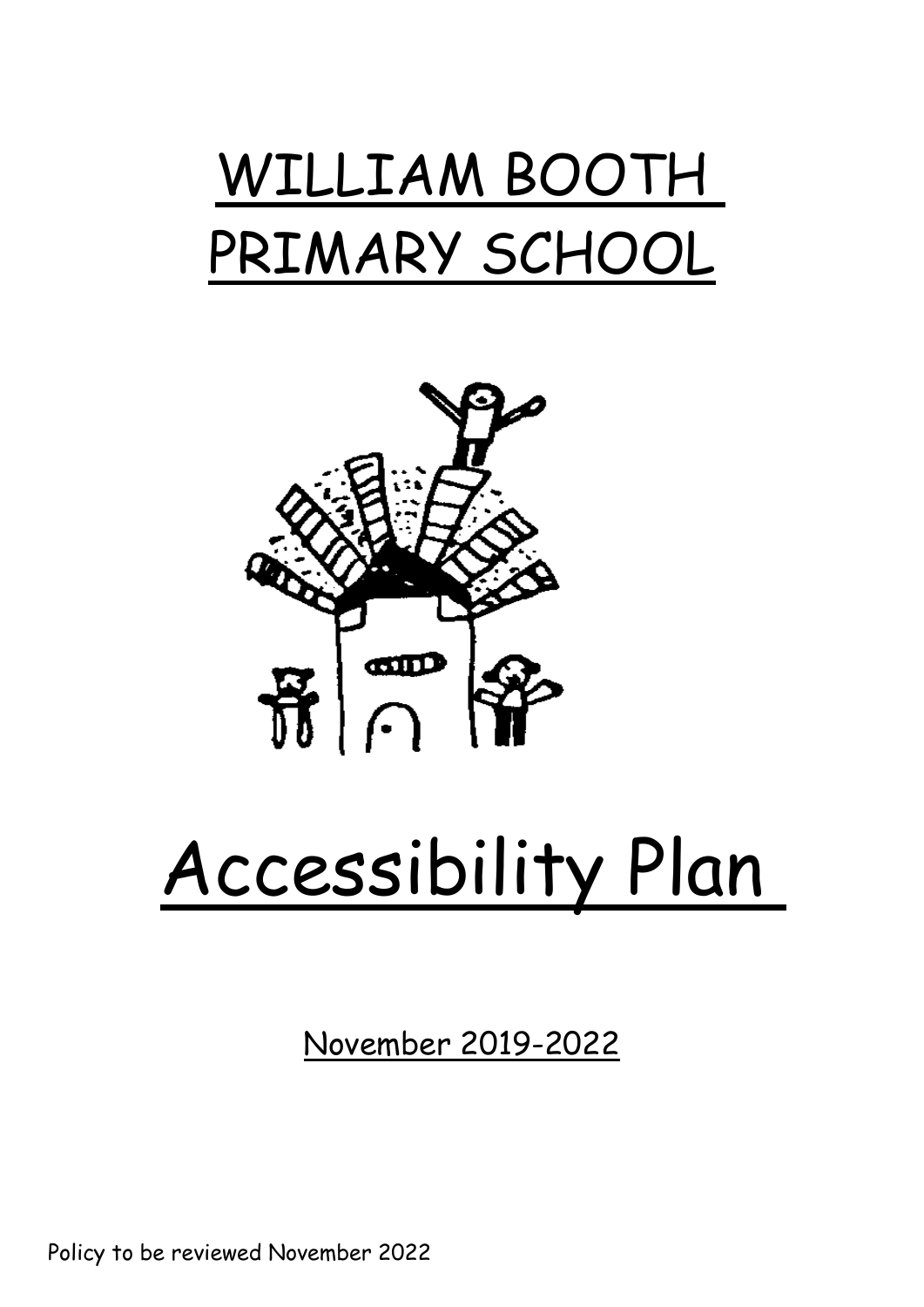# WILLIAM BOOTH PRIMARY SCHOOL

# Accessibility Plan

November 2019-2022

Policy to be reviewed November 2022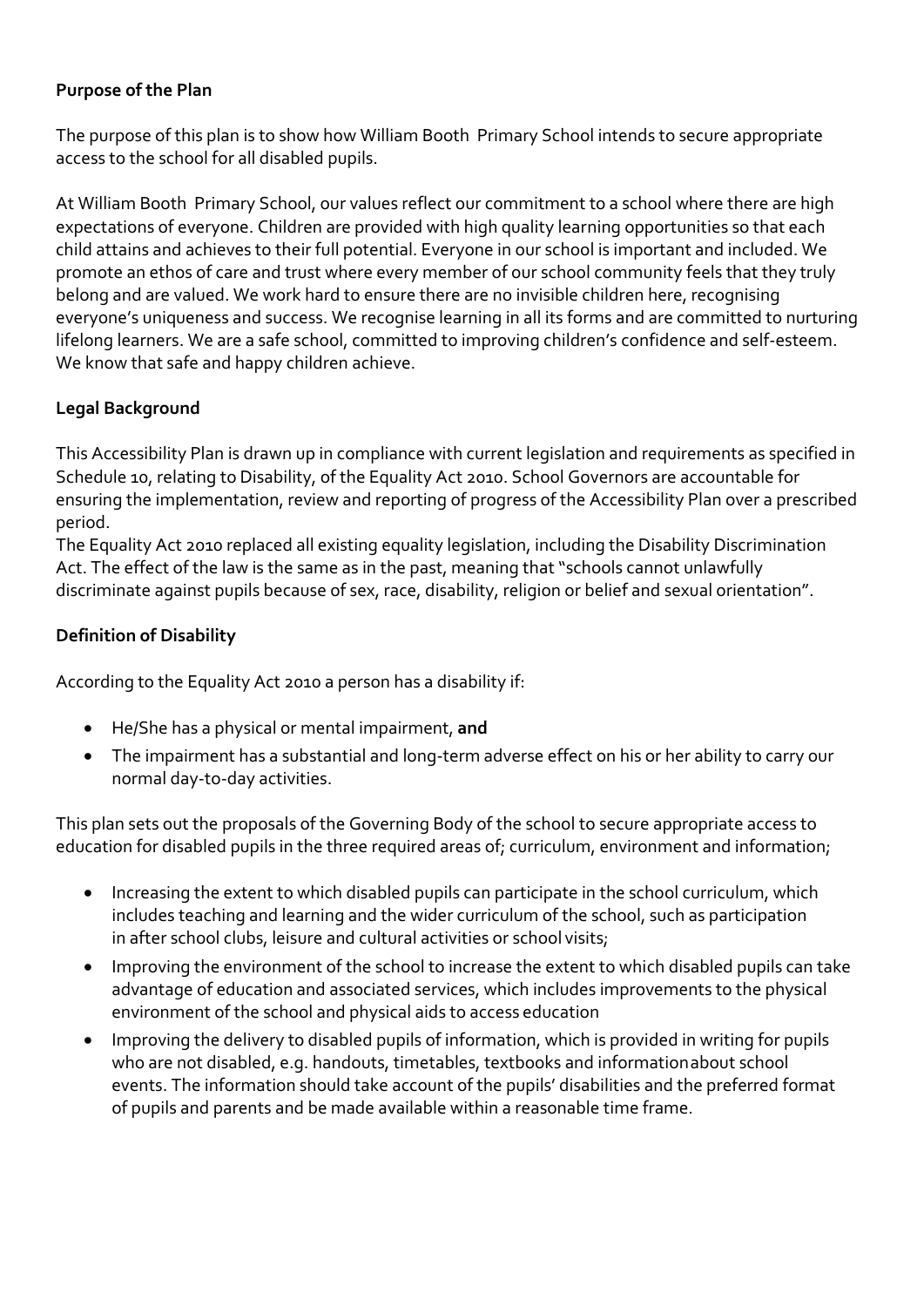**Purpose of the Plan**

The purpose of this plan is to show how William Booth Primary School intends to secure appropriate access to the school for all disabled pupils.

At William Booth Primary School, our values reflect our commitment to a school where there are high expectations of everyone. Children are provided with high quality learning opportunities so that each child attains and achieves to their full potential. Everyone in our school is important and included. We promote an ethos of care and trust where every member of our school community feels that they truly belong and are valued. We work hard to ensure there are no invisible children here, recognising everyone's uniqueness and success. We recognise learning in all its forms and are committed to nurturing lifelong learners. We are a safe school, committed to improving children's confidence and self-esteem. We know that safe and happy children achieve.

**Legal Background**

This Accessibility Plan is drawn up in compliance with current legislation and requirements as specified in Schedule 10, relating to Disability, of the Equality Act 2010. School Governors are accountable for ensuring the implementation, review and reporting of progress of the Accessibility Plan over a prescribed period.

The Equality Act 2010 replaced all existing equality legislation, including the Disability Discrimination Act. The effect of the law is the same as in the past, meaning that "schools cannot unlawfully discriminate against pupils because of sex, race, disability, religion or belief and sexual orientation".

**Definition of Disability**

According to the Equality Act 2010 a person has a disability if:

- He/She has a physical or mental impairment, **and**
- The impairment has a substantial and long-term adverse effect on his or her ability to carry our normal day-to-day activities.

This plan sets out the proposals of the Governing Body of the school to secure appropriate access to education for disabled pupils in the three required areas of; curriculum, environment and information;

- Increasing the extent to which disabled pupils can participate in the school curriculum, which includes teaching and learning and the wider curriculum of the school, such as participation in after school clubs, leisure and cultural activities or school visits;
- Improving the environment of the school to increase the extent to which disabled pupils can take advantage of education and associated services, which includes improvements to the physical environment of the school and physical aids to access education
- Improving the delivery to disabled pupils of information, which is provided in writing for pupils who are not disabled, e.g. handouts, timetables, textbooks and information about school events. The information should take account of the pupils' disabilities and the preferred format of pupils and parents and be made available within a reasonable time frame.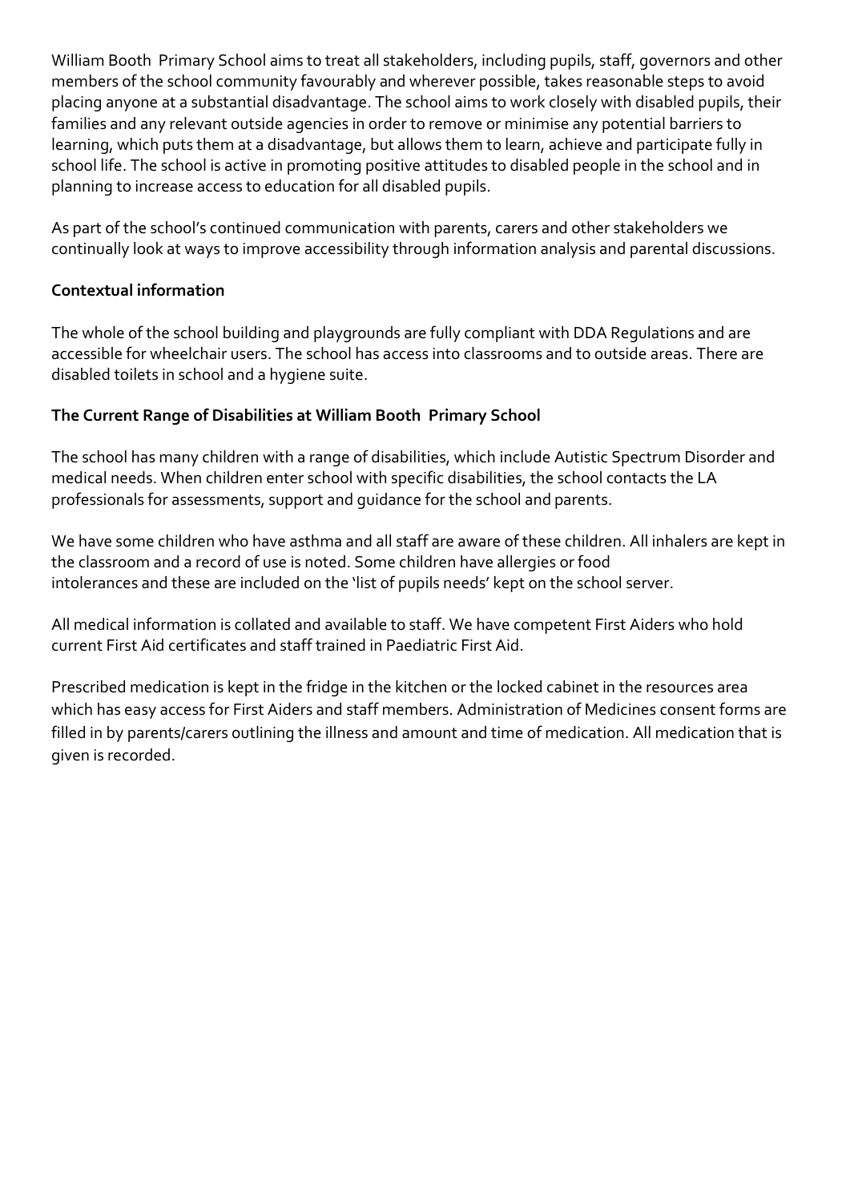William Booth  Primary School aims to treat all stakeholders, including pupils, staff, governors and other members of the school community favourably and wherever possible, takes reasonable steps to avoid placing anyone at a substantial disadvantage. The school aims to work closely with disabled pupils, their families and any relevant outside agencies in order to remove or minimise any potential barriers to learning, which puts them at a disadvantage, but allows them to learn, achieve and participate fully in school life. The school is active in promoting positive attitudes to disabled people in the school and in planning to increase access to education for all disabled pupils.

As part of the school's continued communication with parents, carers and other stakeholders we continually look at ways to improve accessibility through information analysis and parental discussions.

**Contextual information**

The whole of the school building and playgrounds are fully compliant with DDA Regulations and are accessible for wheelchair users. The school has access into classrooms and to outside areas. There are disabled toilets in school and a hygiene suite.

**The Current Range of Disabilities at William Booth  Primary School**

The school has many children with a range of disabilities, which include Autistic Spectrum Disorder and medical needs. When children enter school with specific disabilities, the school contacts the LA professionals for assessments, support and guidance for the school and parents.

We have some children who have asthma and all staff are aware of these children. All inhalers are kept in the classroom and a record of use is noted. Some children have allergies or food intolerances and these are included on the 'list of pupils needs' kept on the school server.

All medical information is collated and available to staff. We have competent First Aiders who hold current First Aid certificates and staff trained in Paediatric First Aid.

Prescribed medication is kept in the fridge in the kitchen or the locked cabinet in the resources area which has easy access for First Aiders and staff members. Administration of Medicines consent forms are filled in by parents/carers outlining the illness and amount and time of medication. All medication that is given is recorded.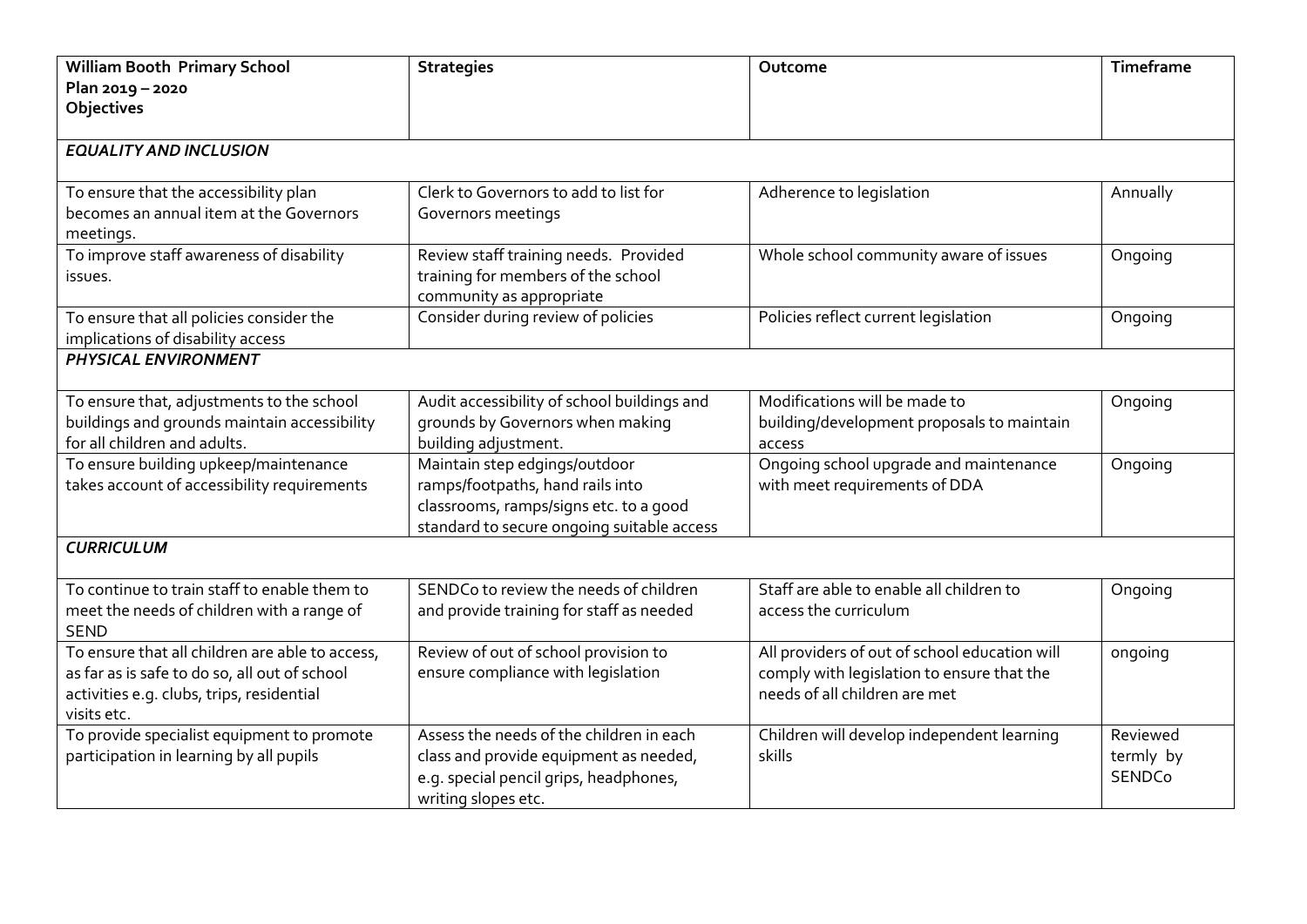| **William Booth Primary School Plan 2019 – 2020 Objectives** | **Strategies** | **Outcome** | **Timeframe** |
|---|---|---|---|
| ***EQUALITY AND INCLUSION*** | | | |
| To ensure that the accessibility plan becomes an annual item at the Governors meetings. | Clerk to Governors to add to list for Governors meetings | Adherence to legislation | Annually |
| To improve staff awareness of disability issues. | Review staff training needs. Provided training for members of the school community as appropriate | Whole school community aware of issues | Ongoing |
| To ensure that all policies consider the implications of disability access | Consider during review of policies | Policies reflect current legislation | Ongoing |
| ***PHYSICAL ENVIRONMENT*** | | | |
| To ensure that, adjustments to the school buildings and grounds maintain accessibility for all children and adults. | Audit accessibility of school buildings and grounds by Governors when making building adjustment. | Modifications will be made to building/development proposals to maintain access | Ongoing |
| To ensure building upkeep/maintenance takes account of accessibility requirements | Maintain step edgings/outdoor ramps/footpaths, hand rails into classrooms, ramps/signs etc. to a good standard to secure ongoing suitable access | Ongoing school upgrade and maintenance with meet requirements of DDA | Ongoing |
| ***CURRICULUM*** | | | |
| To continue to train staff to enable them to meet the needs of children with a range of SEND | SENDCo to review the needs of children and provide training for staff as needed | Staff are able to enable all children to access the curriculum | Ongoing |
| To ensure that all children are able to access, as far as is safe to do so, all out of school activities e.g. clubs, trips, residential visits etc. | Review of out of school provision to ensure compliance with legislation | All providers of out of school education will comply with legislation to ensure that the needs of all children are met | ongoing |
| To provide specialist equipment to promote participation in learning by all pupils | Assess the needs of the children in each class and provide equipment as needed, e.g. special pencil grips, headphones, writing slopes etc. | Children will develop independent learning skills | Reviewed termly by SENDCo |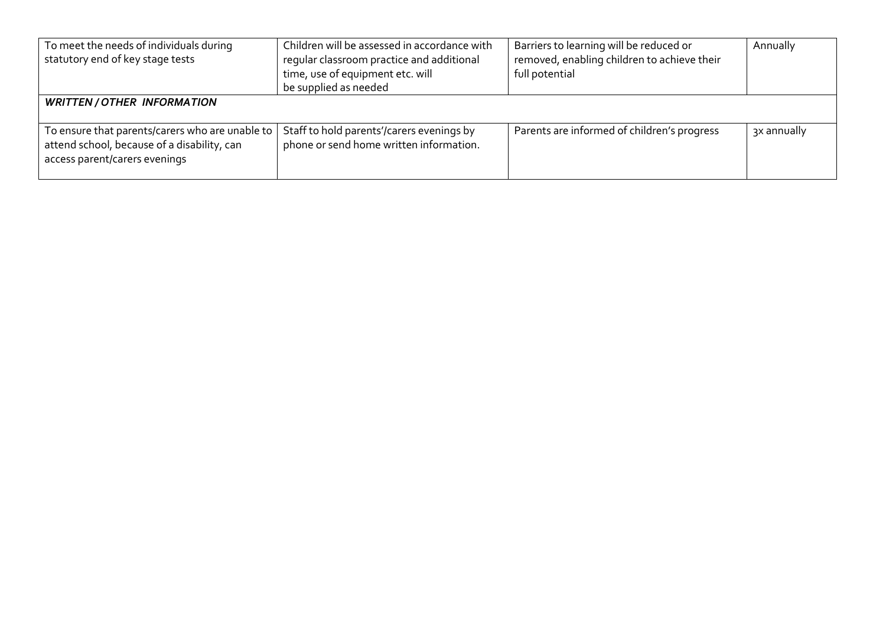| | | | |
|---|---|---|---|
| To meet the needs of individuals during statutory end of key stage tests | Children will be assessed in accordance with regular classroom practice and additional time, use of equipment etc. will be supplied as needed | Barriers to learning will be reduced or removed, enabling children to achieve their full potential | Annually |
| ***WRITTEN / OTHER INFORMATION*** | | | |
| To ensure that parents/carers who are unable to attend school, because of a disability, can access parent/carers evenings | Staff to hold parents'/carers evenings by phone or send home written information. | Parents are informed of children's progress | 3x annually |